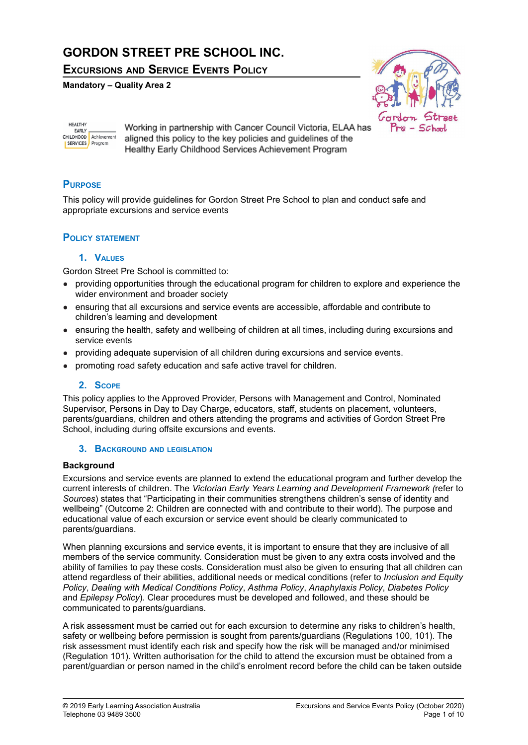# GORDON STREET PRE SCHOOL INC.

## Excursions and Service Events Policy

**Mandatory – Quality Area 2**

Working in partnership with Cancer Council Victoria, ELAA has aligned this policy to the key policies and guidelines of the Healthy Early Childhood Services Achievement Program

## Purpose

This policy will provide guidelines for Gordon Street Pre School to plan and conduct safe and appropriate excursions and service events

## Policy statement

### 1. Values

Gordon Street Pre School is committed to:

- providing opportunities through the educational program for children to explore and experience the wider environment and broader society
- ensuring that all excursions and service events are accessible, affordable and contribute to children's learning and development
- ensuring the health, safety and wellbeing of children at all times, including during excursions and service events
- providing adequate supervision of all children during excursions and service events.
- promoting road safety education and safe active travel for children.

### 2. Scope

This policy applies to the Approved Provider, Persons with Management and Control, Nominated Supervisor, Persons in Day to Day Charge, educators, staff, students on placement, volunteers, parents/guardians, children and others attending the programs and activities of Gordon Street Pre School, including during offsite excursions and events.

### 3. Background and legislation

**Background**

Excursions and service events are planned to extend the educational program and further develop the current interests of children. The *Victorian Early Years Learning and Development Framework (*refer to *Sources*) states that "Participating in their communities strengthens children's sense of identity and wellbeing" (Outcome 2: Children are connected with and contribute to their world). The purpose and educational value of each excursion or service event should be clearly communicated to parents/guardians.

When planning excursions and service events, it is important to ensure that they are inclusive of all members of the service community. Consideration must be given to any extra costs involved and the ability of families to pay these costs. Consideration must also be given to ensuring that all children can attend regardless of their abilities, additional needs or medical conditions (refer to *Inclusion and Equity Policy*, *Dealing with Medical Conditions Policy*, *Asthma Policy*, *Anaphylaxis Policy*, *Diabetes Policy* and *Epilepsy Policy*). Clear procedures must be developed and followed, and these should be communicated to parents/guardians.

A risk assessment must be carried out for each excursion to determine any risks to children's health, safety or wellbeing before permission is sought from parents/guardians (Regulations 100, 101). The risk assessment must identify each risk and specify how the risk will be managed and/or minimised (Regulation 101). Written authorisation for the child to attend the excursion must be obtained from a parent/guardian or person named in the child's enrolment record before the child can be taken outside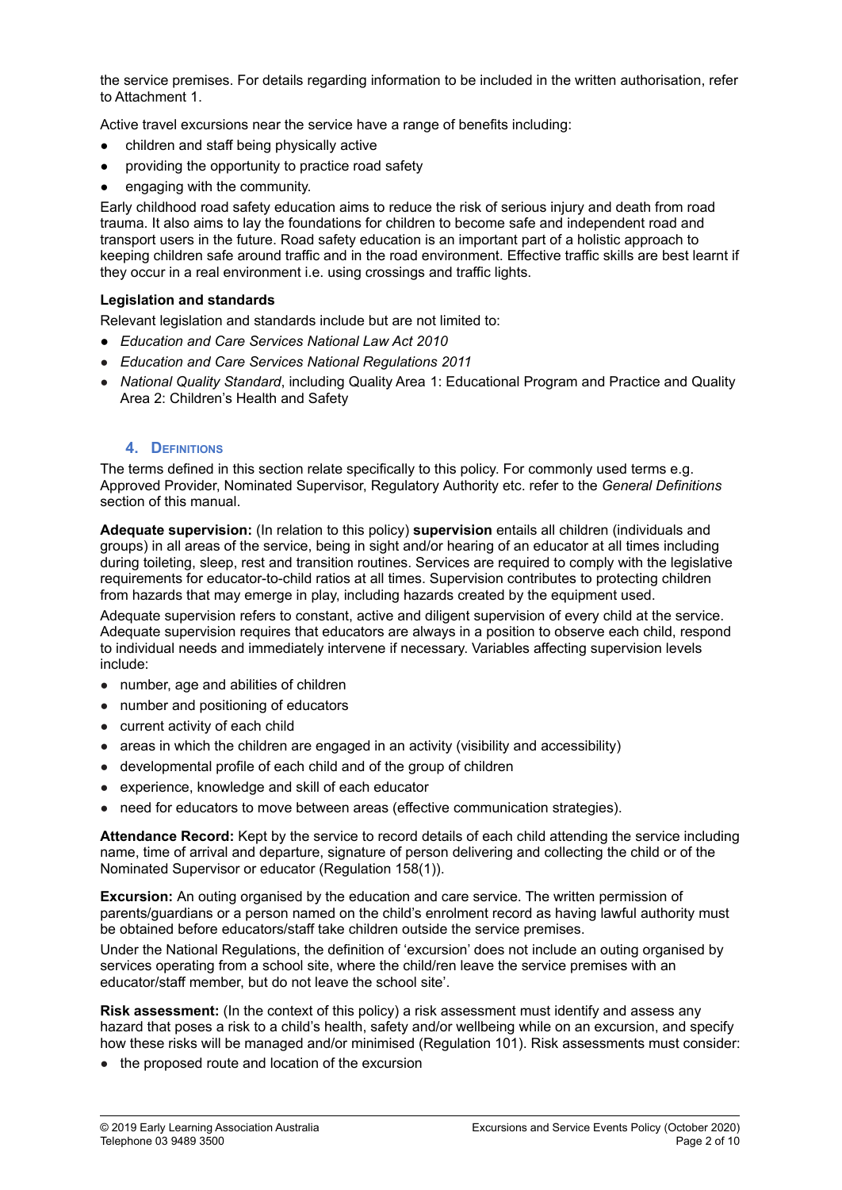the service premises. For details regarding information to be included in the written authorisation, refer to Attachment 1.

Active travel excursions near the service have a range of benefits including:

- children and staff being physically active
- providing the opportunity to practice road safety
- engaging with the community.

Early childhood road safety education aims to reduce the risk of serious injury and death from road trauma. It also aims to lay the foundations for children to become safe and independent road and transport users in the future. Road safety education is an important part of a holistic approach to keeping children safe around traffic and in the road environment. Effective traffic skills are best learnt if they occur in a real environment i.e. using crossings and traffic lights.

**Legislation and standards**

Relevant legislation and standards include but are not limited to:

- *Education and Care Services National Law Act 2010*
- *Education and Care Services National Regulations 2011*
- *National Quality Standard*, including Quality Area 1: Educational Program and Practice and Quality Area 2: Children's Health and Safety

## 4. Definitions

The terms defined in this section relate specifically to this policy. For commonly used terms e.g. Approved Provider, Nominated Supervisor, Regulatory Authority etc. refer to the *General Definitions* section of this manual.

**Adequate supervision:** (In relation to this policy) **supervision** entails all children (individuals and groups) in all areas of the service, being in sight and/or hearing of an educator at all times including during toileting, sleep, rest and transition routines. Services are required to comply with the legislative requirements for educator-to-child ratios at all times. Supervision contributes to protecting children from hazards that may emerge in play, including hazards created by the equipment used.

Adequate supervision refers to constant, active and diligent supervision of every child at the service. Adequate supervision requires that educators are always in a position to observe each child, respond to individual needs and immediately intervene if necessary. Variables affecting supervision levels include:

- number, age and abilities of children
- number and positioning of educators
- current activity of each child
- areas in which the children are engaged in an activity (visibility and accessibility)
- developmental profile of each child and of the group of children
- experience, knowledge and skill of each educator
- need for educators to move between areas (effective communication strategies).

**Attendance Record:** Kept by the service to record details of each child attending the service including name, time of arrival and departure, signature of person delivering and collecting the child or of the Nominated Supervisor or educator (Regulation 158(1)).

**Excursion:** An outing organised by the education and care service. The written permission of parents/guardians or a person named on the child's enrolment record as having lawful authority must be obtained before educators/staff take children outside the service premises.

Under the National Regulations, the definition of 'excursion' does not include an outing organised by services operating from a school site, where the child/ren leave the service premises with an educator/staff member, but do not leave the school site'.

**Risk assessment:** (In the context of this policy) a risk assessment must identify and assess any hazard that poses a risk to a child's health, safety and/or wellbeing while on an excursion, and specify how these risks will be managed and/or minimised (Regulation 101). Risk assessments must consider:

- the proposed route and location of the excursion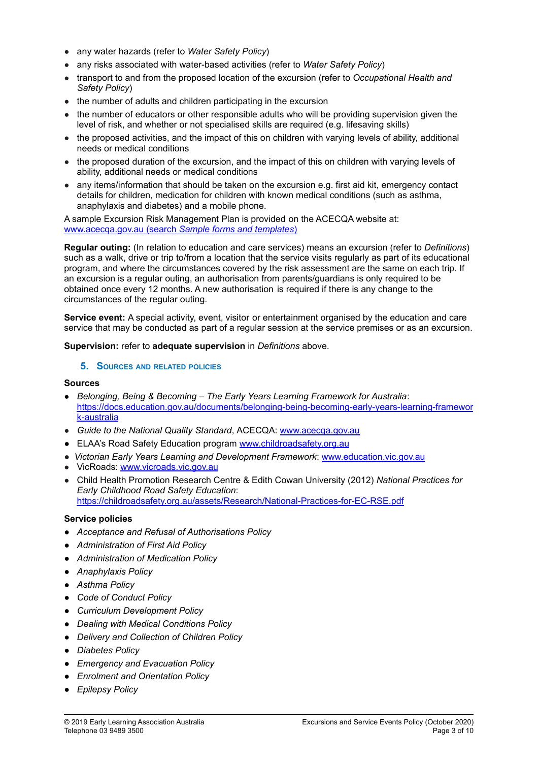- any water hazards (refer to *Water Safety Policy*)
- any risks associated with water-based activities (refer to *Water Safety Policy*)
- transport to and from the proposed location of the excursion (refer to *Occupational Health and Safety Policy*)
- the number of adults and children participating in the excursion
- the number of educators or other responsible adults who will be providing supervision given the level of risk, and whether or not specialised skills are required (e.g. lifesaving skills)
- the proposed activities, and the impact of this on children with varying levels of ability, additional needs or medical conditions
- the proposed duration of the excursion, and the impact of this on children with varying levels of ability, additional needs or medical conditions
- any items/information that should be taken on the excursion e.g. first aid kit, emergency contact details for children, medication for children with known medical conditions (such as asthma, anaphylaxis and diabetes) and a mobile phone.

A sample Excursion Risk Management Plan is provided on the ACECQA website at: [www.acecqa.gov.au (search *Sample forms and templates*)](www.acecqa.gov.au)

**Regular outing:** (In relation to education and care services) means an excursion (refer to *Definitions*) such as a walk, drive or trip to/from a location that the service visits regularly as part of its educational program, and where the circumstances covered by the risk assessment are the same on each trip. If an excursion is a regular outing, an authorisation from parents/guardians is only required to be obtained once every 12 months. A new authorisation is required if there is any change to the circumstances of the regular outing.

**Service event:** A special activity, event, visitor or entertainment organised by the education and care service that may be conducted as part of a regular session at the service premises or as an excursion.

**Supervision:** refer to **adequate supervision** in *Definitions* above.

## 5. Sources and related policies

**Sources**

- *Belonging, Being & Becoming – The Early Years Learning Framework for Australia*: https://docs.education.gov.au/documents/belonging-being-becoming-early-years-learning-framework-australia
- *Guide to the National Quality Standard*, ACECQA: www.acecqa.gov.au
- ELAA's Road Safety Education program www.childroadsafety.org.au
- *Victorian Early Years Learning and Development Framework*: www.education.vic.gov.au
- VicRoads: www.vicroads.vic.gov.au
- Child Health Promotion Research Centre & Edith Cowan University (2012) *National Practices for Early Childhood Road Safety Education*: https://childroadsafety.org.au/assets/Research/National-Practices-for-EC-RSE.pdf

**Service policies**

- *Acceptance and Refusal of Authorisations Policy*
- *Administration of First Aid Policy*
- *Administration of Medication Policy*
- *Anaphylaxis Policy*
- *Asthma Policy*
- *Code of Conduct Policy*
- *Curriculum Development Policy*
- *Dealing with Medical Conditions Policy*
- *Delivery and Collection of Children Policy*
- *Diabetes Policy*
- *Emergency and Evacuation Policy*
- *Enrolment and Orientation Policy*
- *Epilepsy Policy*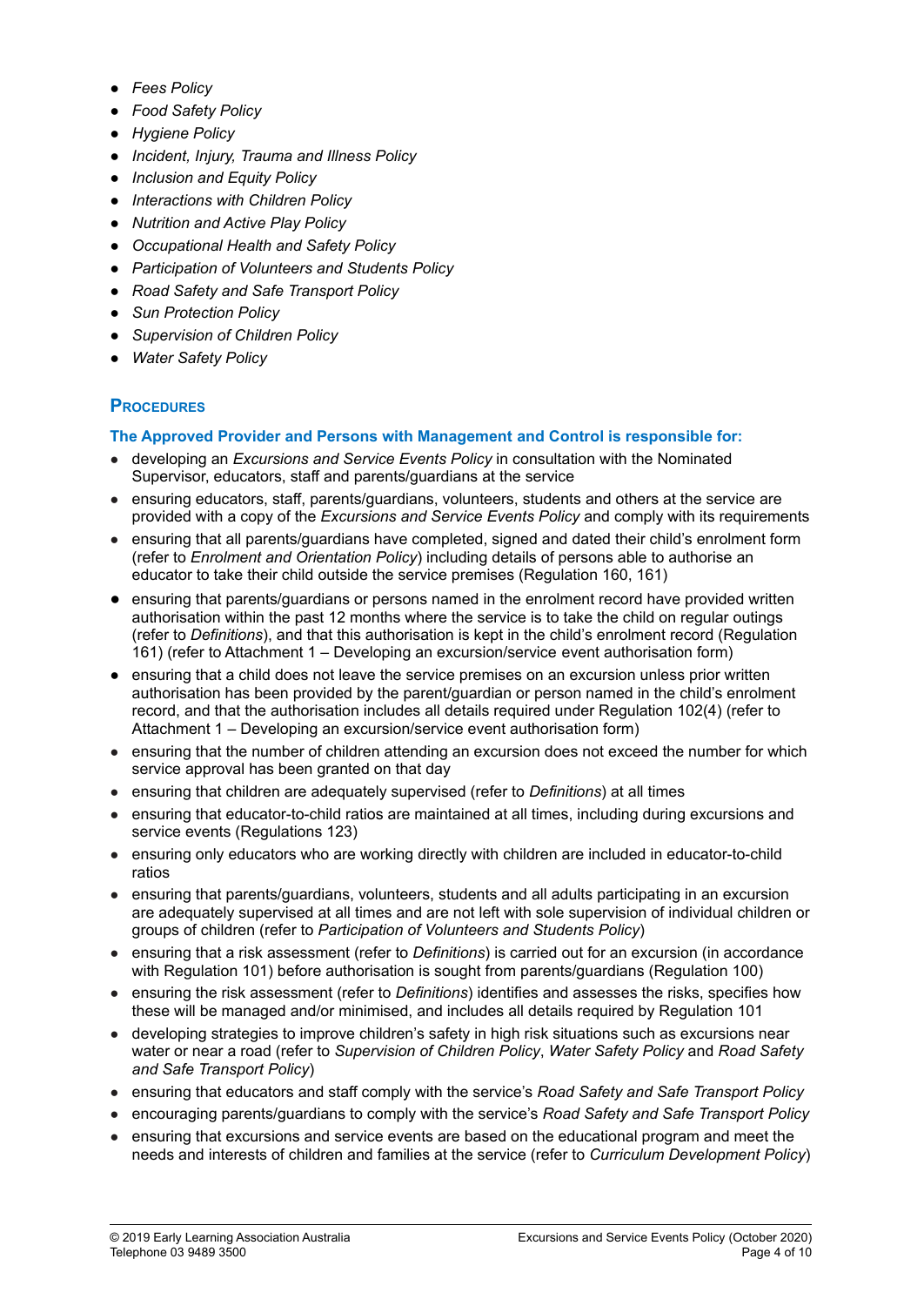- *Fees Policy*
- *Food Safety Policy*
- *Hygiene Policy*
- *Incident, Injury, Trauma and Illness Policy*
- *Inclusion and Equity Policy*
- *Interactions with Children Policy*
- *Nutrition and Active Play Policy*
- *Occupational Health and Safety Policy*
- *Participation of Volunteers and Students Policy*
- *Road Safety and Safe Transport Policy*
- *Sun Protection Policy*
- *Supervision of Children Policy*
- *Water Safety Policy*

## PROCEDURES

### The Approved Provider and Persons with Management and Control is responsible for:

- developing an *Excursions and Service Events Policy* in consultation with the Nominated Supervisor, educators, staff and parents/guardians at the service
- ensuring educators, staff, parents/guardians, volunteers, students and others at the service are provided with a copy of the *Excursions and Service Events Policy* and comply with its requirements
- ensuring that all parents/guardians have completed, signed and dated their child's enrolment form (refer to *Enrolment and Orientation Policy*) including details of persons able to authorise an educator to take their child outside the service premises (Regulation 160, 161)
- ensuring that parents/guardians or persons named in the enrolment record have provided written authorisation within the past 12 months where the service is to take the child on regular outings (refer to *Definitions*), and that this authorisation is kept in the child's enrolment record (Regulation 161) (refer to Attachment 1 – Developing an excursion/service event authorisation form)
- ensuring that a child does not leave the service premises on an excursion unless prior written authorisation has been provided by the parent/guardian or person named in the child's enrolment record, and that the authorisation includes all details required under Regulation 102(4) (refer to Attachment 1 – Developing an excursion/service event authorisation form)
- ensuring that the number of children attending an excursion does not exceed the number for which service approval has been granted on that day
- ensuring that children are adequately supervised (refer to *Definitions*) at all times
- ensuring that educator-to-child ratios are maintained at all times, including during excursions and service events (Regulations 123)
- ensuring only educators who are working directly with children are included in educator-to-child ratios
- ensuring that parents/guardians, volunteers, students and all adults participating in an excursion are adequately supervised at all times and are not left with sole supervision of individual children or groups of children (refer to *Participation of Volunteers and Students Policy*)
- ensuring that a risk assessment (refer to *Definitions*) is carried out for an excursion (in accordance with Regulation 101) before authorisation is sought from parents/guardians (Regulation 100)
- ensuring the risk assessment (refer to *Definitions*) identifies and assesses the risks, specifies how these will be managed and/or minimised, and includes all details required by Regulation 101
- developing strategies to improve children's safety in high risk situations such as excursions near water or near a road (refer to *Supervision of Children Policy*, *Water Safety Policy* and *Road Safety and Safe Transport Policy*)
- ensuring that educators and staff comply with the service's *Road Safety and Safe Transport Policy*
- encouraging parents/guardians to comply with the service's *Road Safety and Safe Transport Policy*
- ensuring that excursions and service events are based on the educational program and meet the needs and interests of children and families at the service (refer to *Curriculum Development Policy*)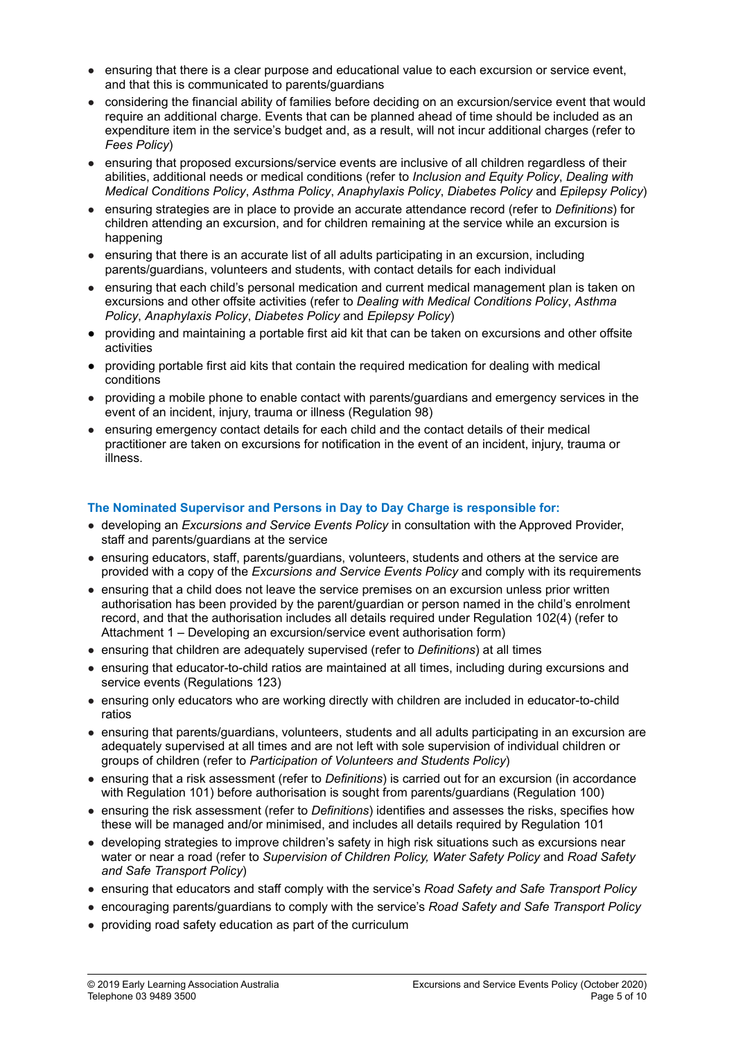- ensuring that there is a clear purpose and educational value to each excursion or service event, and that this is communicated to parents/guardians
- considering the financial ability of families before deciding on an excursion/service event that would require an additional charge. Events that can be planned ahead of time should be included as an expenditure item in the service's budget and, as a result, will not incur additional charges (refer to *Fees Policy*)
- ensuring that proposed excursions/service events are inclusive of all children regardless of their abilities, additional needs or medical conditions (refer to *Inclusion and Equity Policy*, *Dealing with Medical Conditions Policy*, *Asthma Policy*, *Anaphylaxis Policy*, *Diabetes Policy* and *Epilepsy Policy*)
- ensuring strategies are in place to provide an accurate attendance record (refer to *Definitions*) for children attending an excursion, and for children remaining at the service while an excursion is happening
- ensuring that there is an accurate list of all adults participating in an excursion, including parents/guardians, volunteers and students, with contact details for each individual
- ensuring that each child's personal medication and current medical management plan is taken on excursions and other offsite activities (refer to *Dealing with Medical Conditions Policy*, *Asthma Policy*, *Anaphylaxis Policy*, *Diabetes Policy* and *Epilepsy Policy*)
- providing and maintaining a portable first aid kit that can be taken on excursions and other offsite activities
- providing portable first aid kits that contain the required medication for dealing with medical conditions
- providing a mobile phone to enable contact with parents/guardians and emergency services in the event of an incident, injury, trauma or illness (Regulation 98)
- ensuring emergency contact details for each child and the contact details of their medical practitioner are taken on excursions for notification in the event of an incident, injury, trauma or illness.

**The Nominated Supervisor and Persons in Day to Day Charge is responsible for:**

- developing an *Excursions and Service Events Policy* in consultation with the Approved Provider, staff and parents/guardians at the service
- ensuring educators, staff, parents/guardians, volunteers, students and others at the service are provided with a copy of the *Excursions and Service Events Policy* and comply with its requirements
- ensuring that a child does not leave the service premises on an excursion unless prior written authorisation has been provided by the parent/guardian or person named in the child's enrolment record, and that the authorisation includes all details required under Regulation 102(4) (refer to Attachment 1 – Developing an excursion/service event authorisation form)
- ensuring that children are adequately supervised (refer to *Definitions*) at all times
- ensuring that educator-to-child ratios are maintained at all times, including during excursions and service events (Regulations 123)
- ensuring only educators who are working directly with children are included in educator-to-child ratios
- ensuring that parents/guardians, volunteers, students and all adults participating in an excursion are adequately supervised at all times and are not left with sole supervision of individual children or groups of children (refer to *Participation of Volunteers and Students Policy*)
- ensuring that a risk assessment (refer to *Definitions*) is carried out for an excursion (in accordance with Regulation 101) before authorisation is sought from parents/guardians (Regulation 100)
- ensuring the risk assessment (refer to *Definitions*) identifies and assesses the risks, specifies how these will be managed and/or minimised, and includes all details required by Regulation 101
- developing strategies to improve children's safety in high risk situations such as excursions near water or near a road (refer to *Supervision of Children Policy, Water Safety Policy* and *Road Safety and Safe Transport Policy*)
- ensuring that educators and staff comply with the service's *Road Safety and Safe Transport Policy*
- encouraging parents/guardians to comply with the service's *Road Safety and Safe Transport Policy*
- providing road safety education as part of the curriculum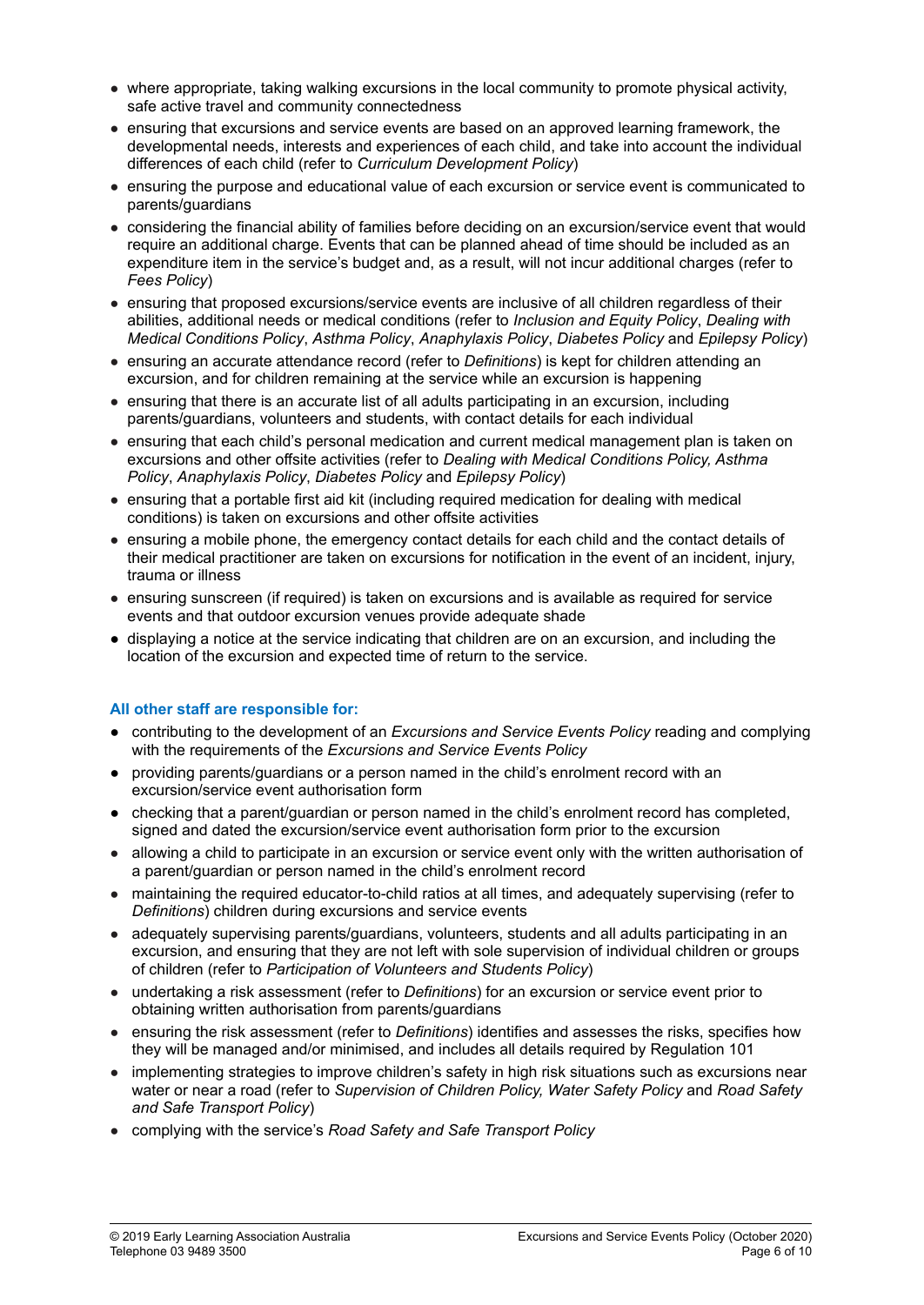- where appropriate, taking walking excursions in the local community to promote physical activity, safe active travel and community connectedness
- ensuring that excursions and service events are based on an approved learning framework, the developmental needs, interests and experiences of each child, and take into account the individual differences of each child (refer to *Curriculum Development Policy*)
- ensuring the purpose and educational value of each excursion or service event is communicated to parents/guardians
- considering the financial ability of families before deciding on an excursion/service event that would require an additional charge. Events that can be planned ahead of time should be included as an expenditure item in the service's budget and, as a result, will not incur additional charges (refer to *Fees Policy*)
- ensuring that proposed excursions/service events are inclusive of all children regardless of their abilities, additional needs or medical conditions (refer to *Inclusion and Equity Policy*, *Dealing with Medical Conditions Policy*, *Asthma Policy*, *Anaphylaxis Policy*, *Diabetes Policy* and *Epilepsy Policy*)
- ensuring an accurate attendance record (refer to *Definitions*) is kept for children attending an excursion, and for children remaining at the service while an excursion is happening
- ensuring that there is an accurate list of all adults participating in an excursion, including parents/guardians, volunteers and students, with contact details for each individual
- ensuring that each child's personal medication and current medical management plan is taken on excursions and other offsite activities (refer to *Dealing with Medical Conditions Policy, Asthma Policy*, *Anaphylaxis Policy*, *Diabetes Policy* and *Epilepsy Policy*)
- ensuring that a portable first aid kit (including required medication for dealing with medical conditions) is taken on excursions and other offsite activities
- ensuring a mobile phone, the emergency contact details for each child and the contact details of their medical practitioner are taken on excursions for notification in the event of an incident, injury, trauma or illness
- ensuring sunscreen (if required) is taken on excursions and is available as required for service events and that outdoor excursion venues provide adequate shade
- displaying a notice at the service indicating that children are on an excursion, and including the location of the excursion and expected time of return to the service.

**All other staff are responsible for:**

- contributing to the development of an *Excursions and Service Events Policy* reading and complying with the requirements of the *Excursions and Service Events Policy*
- providing parents/guardians or a person named in the child's enrolment record with an excursion/service event authorisation form
- checking that a parent/guardian or person named in the child's enrolment record has completed, signed and dated the excursion/service event authorisation form prior to the excursion
- allowing a child to participate in an excursion or service event only with the written authorisation of a parent/guardian or person named in the child's enrolment record
- maintaining the required educator-to-child ratios at all times, and adequately supervising (refer to *Definitions*) children during excursions and service events
- adequately supervising parents/guardians, volunteers, students and all adults participating in an excursion, and ensuring that they are not left with sole supervision of individual children or groups of children (refer to *Participation of Volunteers and Students Policy*)
- undertaking a risk assessment (refer to *Definitions*) for an excursion or service event prior to obtaining written authorisation from parents/guardians
- ensuring the risk assessment (refer to *Definitions*) identifies and assesses the risks, specifies how they will be managed and/or minimised, and includes all details required by Regulation 101
- implementing strategies to improve children's safety in high risk situations such as excursions near water or near a road (refer to *Supervision of Children Policy, Water Safety Policy* and *Road Safety and Safe Transport Policy*)
- complying with the service's *Road Safety and Safe Transport Policy*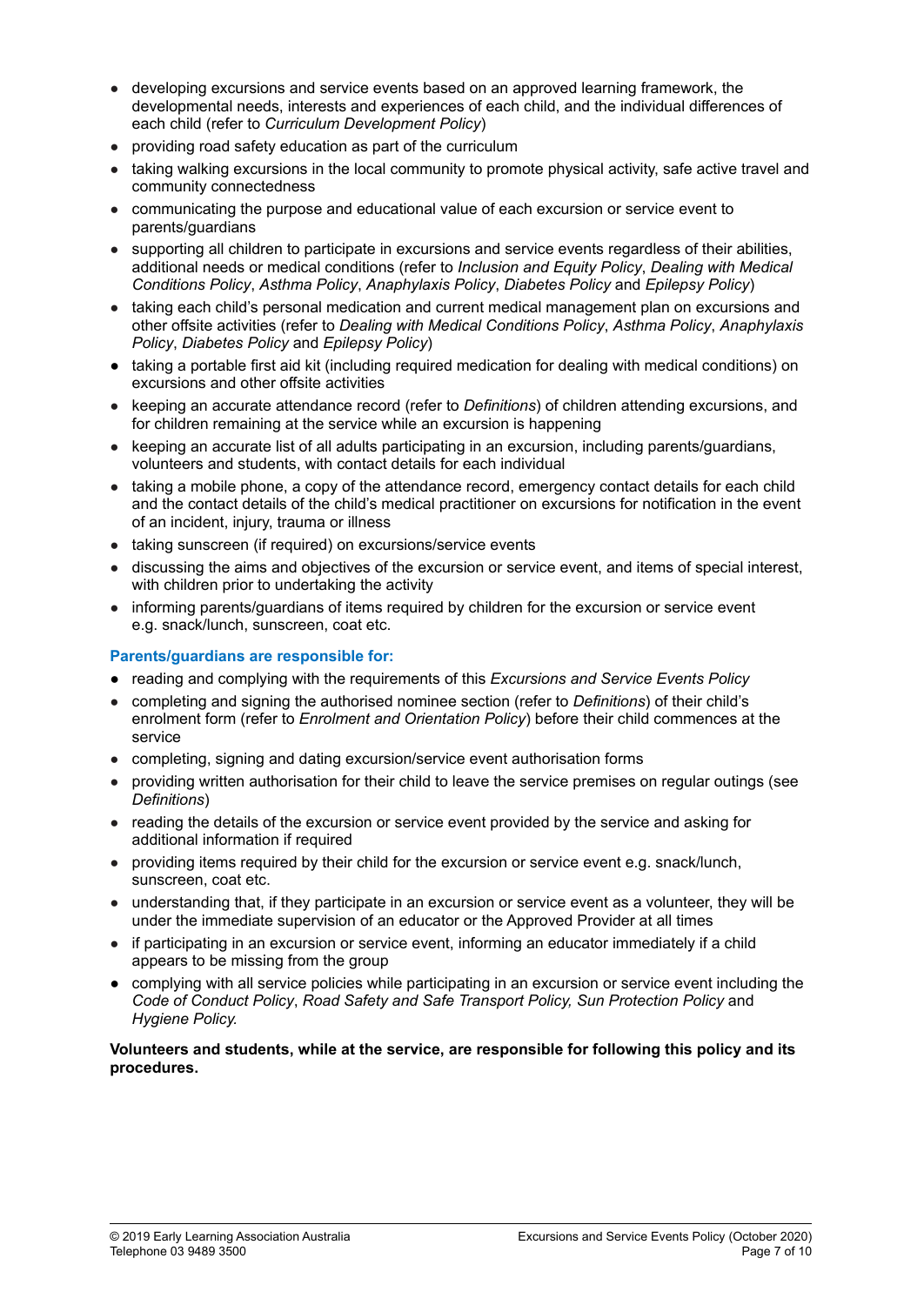- developing excursions and service events based on an approved learning framework, the developmental needs, interests and experiences of each child, and the individual differences of each child (refer to *Curriculum Development Policy*)
- providing road safety education as part of the curriculum
- taking walking excursions in the local community to promote physical activity, safe active travel and community connectedness
- communicating the purpose and educational value of each excursion or service event to parents/guardians
- supporting all children to participate in excursions and service events regardless of their abilities, additional needs or medical conditions (refer to *Inclusion and Equity Policy*, *Dealing with Medical Conditions Policy*, *Asthma Policy*, *Anaphylaxis Policy*, *Diabetes Policy* and *Epilepsy Policy*)
- taking each child's personal medication and current medical management plan on excursions and other offsite activities (refer to *Dealing with Medical Conditions Policy*, *Asthma Policy*, *Anaphylaxis Policy*, *Diabetes Policy* and *Epilepsy Policy*)
- taking a portable first aid kit (including required medication for dealing with medical conditions) on excursions and other offsite activities
- keeping an accurate attendance record (refer to *Definitions*) of children attending excursions, and for children remaining at the service while an excursion is happening
- keeping an accurate list of all adults participating in an excursion, including parents/guardians, volunteers and students, with contact details for each individual
- taking a mobile phone, a copy of the attendance record, emergency contact details for each child and the contact details of the child's medical practitioner on excursions for notification in the event of an incident, injury, trauma or illness
- taking sunscreen (if required) on excursions/service events
- discussing the aims and objectives of the excursion or service event, and items of special interest, with children prior to undertaking the activity
- informing parents/guardians of items required by children for the excursion or service event e.g. snack/lunch, sunscreen, coat etc.

**Parents/guardians are responsible for:**

- reading and complying with the requirements of this *Excursions and Service Events Policy*
- completing and signing the authorised nominee section (refer to *Definitions*) of their child's enrolment form (refer to *Enrolment and Orientation Policy*) before their child commences at the service
- completing, signing and dating excursion/service event authorisation forms
- providing written authorisation for their child to leave the service premises on regular outings (see *Definitions*)
- reading the details of the excursion or service event provided by the service and asking for additional information if required
- providing items required by their child for the excursion or service event e.g. snack/lunch, sunscreen, coat etc.
- understanding that, if they participate in an excursion or service event as a volunteer, they will be under the immediate supervision of an educator or the Approved Provider at all times
- if participating in an excursion or service event, informing an educator immediately if a child appears to be missing from the group
- complying with all service policies while participating in an excursion or service event including the *Code of Conduct Policy*, *Road Safety and Safe Transport Policy, Sun Protection Policy* and *Hygiene Policy.*

**Volunteers and students, while at the service, are responsible for following this policy and its procedures.**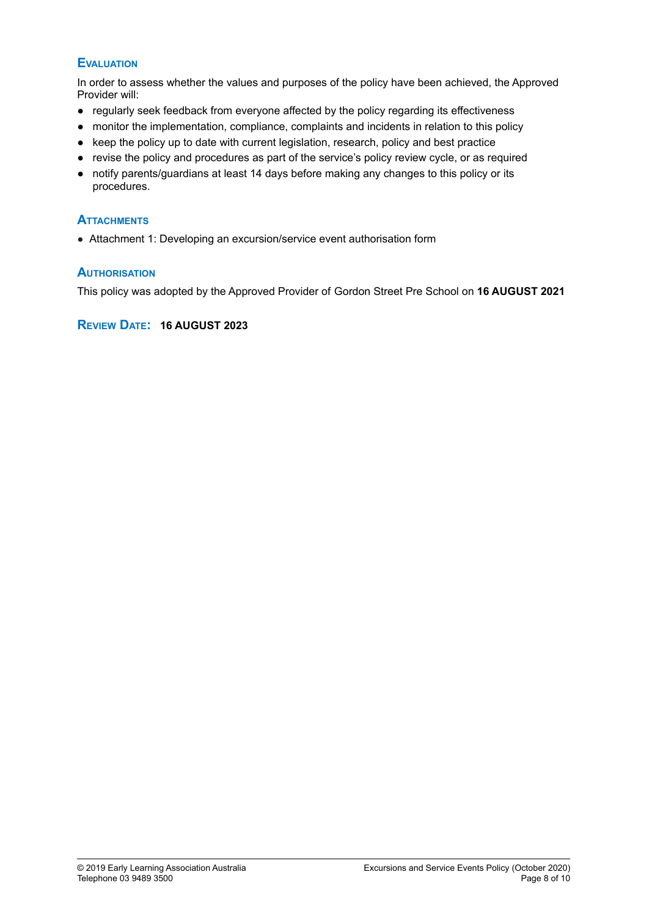## Evaluation

In order to assess whether the values and purposes of the policy have been achieved, the Approved Provider will:

- regularly seek feedback from everyone affected by the policy regarding its effectiveness
- monitor the implementation, compliance, complaints and incidents in relation to this policy
- keep the policy up to date with current legislation, research, policy and best practice
- revise the policy and procedures as part of the service's policy review cycle, or as required
- notify parents/guardians at least 14 days before making any changes to this policy or its procedures.

## Attachments

- Attachment 1: Developing an excursion/service event authorisation form

## Authorisation

This policy was adopted by the Approved Provider of Gordon Street Pre School on **16 AUGUST 2021**

## Review Date: **16 AUGUST 2023**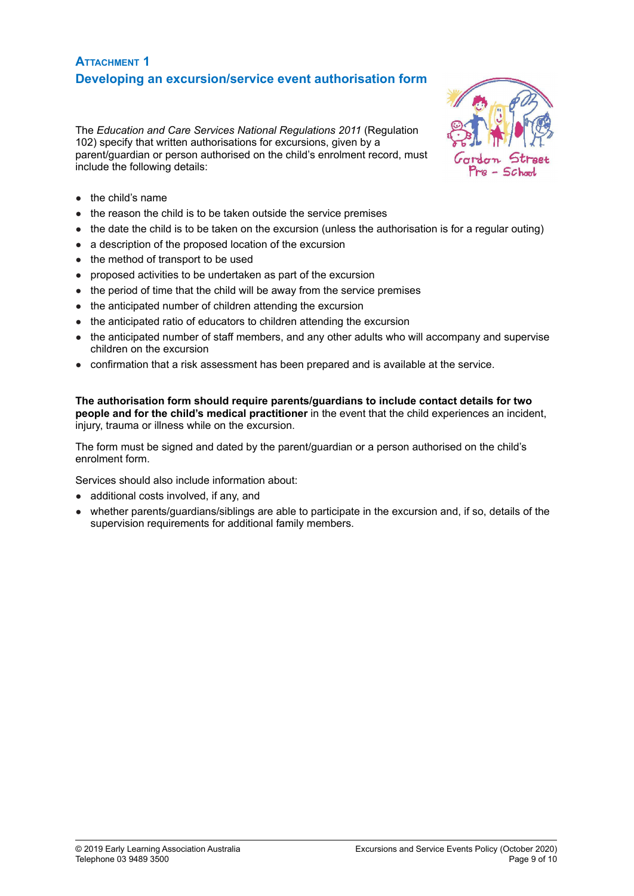## Attachment 1

## Developing an excursion/service event authorisation form

The *Education and Care Services National Regulations 2011* (Regulation 102) specify that written authorisations for excursions, given by a parent/guardian or person authorised on the child's enrolment record, must include the following details:

- the child's name
- the reason the child is to be taken outside the service premises
- the date the child is to be taken on the excursion (unless the authorisation is for a regular outing)
- a description of the proposed location of the excursion
- the method of transport to be used
- proposed activities to be undertaken as part of the excursion
- the period of time that the child will be away from the service premises
- the anticipated number of children attending the excursion
- the anticipated ratio of educators to children attending the excursion
- the anticipated number of staff members, and any other adults who will accompany and supervise children on the excursion
- confirmation that a risk assessment has been prepared and is available at the service.

**The authorisation form should require parents/guardians to include contact details for two people and for the child's medical practitioner** in the event that the child experiences an incident, injury, trauma or illness while on the excursion.

The form must be signed and dated by the parent/guardian or a person authorised on the child's enrolment form.

Services should also include information about:

- additional costs involved, if any, and
- whether parents/guardians/siblings are able to participate in the excursion and, if so, details of the supervision requirements for additional family members.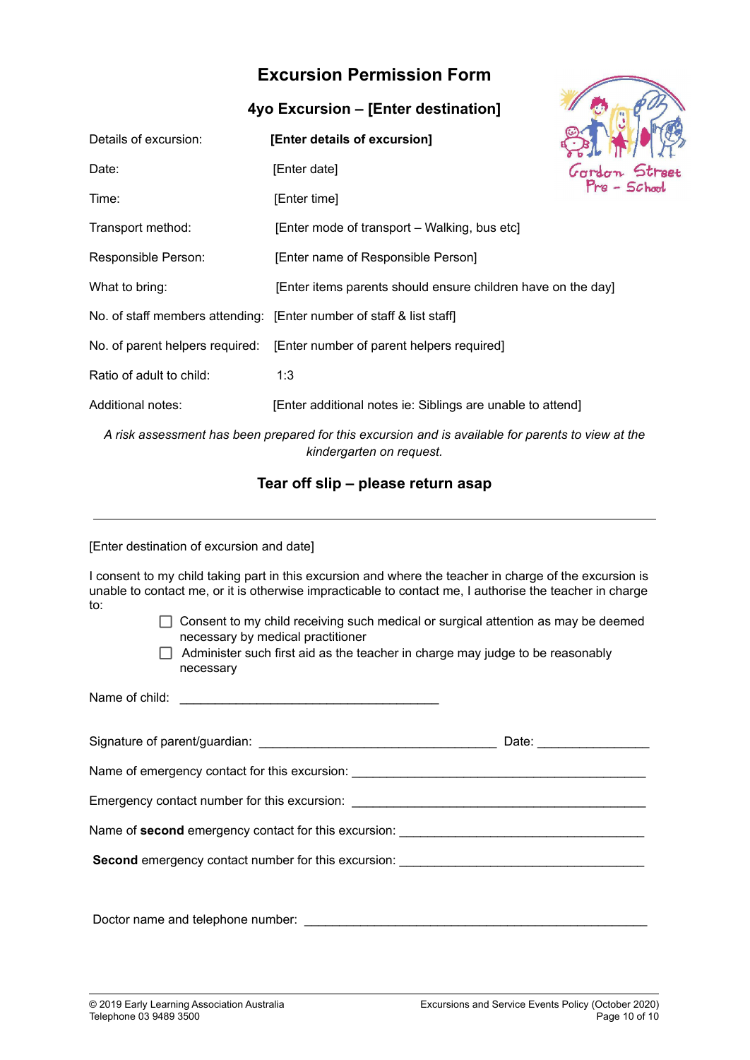# Excursion Permission Form

## 4yo Excursion – [Enter destination]

| | |
|---|---|
| Details of excursion: | **[Enter details of excursion]** |
| Date: | [Enter date] |
| Time: | [Enter time] |
| Transport method: | [Enter mode of transport – Walking, bus etc] |
| Responsible Person: | [Enter name of Responsible Person] |
| What to bring: | [Enter items parents should ensure children have on the day] |
| No. of staff members attending: | [Enter number of staff & list staff] |
| No. of parent helpers required: | [Enter number of parent helpers required] |
| Ratio of adult to child: | 1:3 |
| Additional notes: | [Enter additional notes ie: Siblings are unable to attend] |

*A risk assessment has been prepared for this excursion and is available for parents to view at the kindergarten on request.*

### Tear off slip – please return asap

---

[Enter destination of excursion and date]

I consent to my child taking part in this excursion and where the teacher in charge of the excursion is unable to contact me, or it is otherwise impracticable to contact me, I authorise the teacher in charge to:

- ☐ Consent to my child receiving such medical or surgical attention as may be deemed necessary by medical practitioner
- ☐ Administer such first aid as the teacher in charge may judge to be reasonably necessary

Name of child: ______________________________________

Signature of parent/guardian: __________________________________ Date: ________________

Name of emergency contact for this excursion: __________________________________________

Emergency contact number for this excursion: __________________________________________

Name of **second** emergency contact for this excursion: ___________________________________

**Second** emergency contact number for this excursion: ___________________________________

Doctor name and telephone number: _________________________________________________

© 2019 Early Learning Association Australia
Telephone 03 9489 3500

Excursions and Service Events Policy (October 2020)